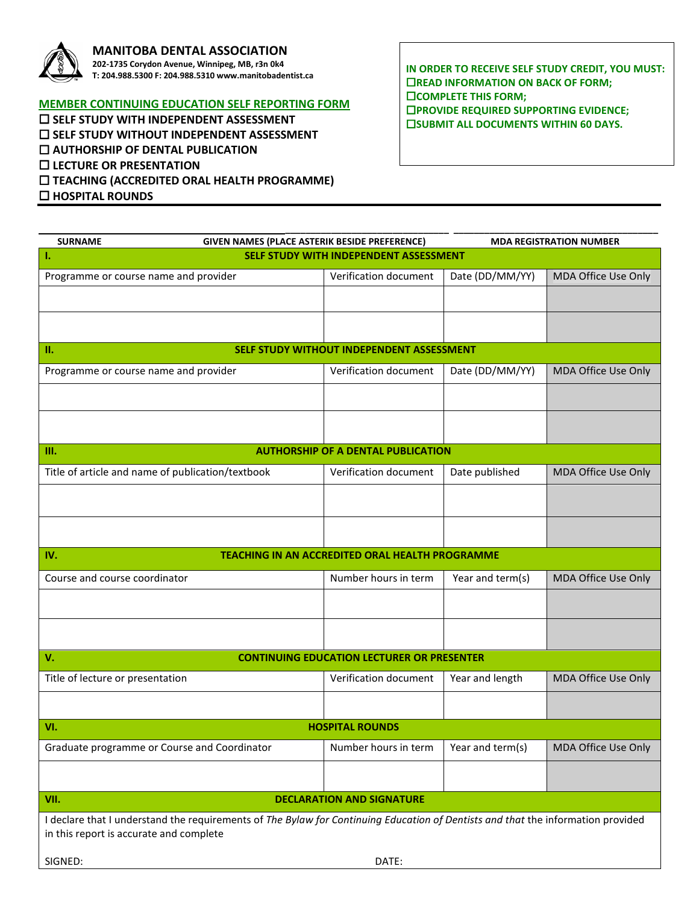# MANITOBA DENTAL ASSOCIATION

**202-1735 Corydon Avenue, Winnipeg, MB, r3n 0k4**
**T: 204.988.5300 F: 204.988.5310 www.manitobadentist.ca**

## MEMBER CONTINUING EDUCATION SELF REPORTING FORM

☐ **SELF STUDY WITH INDEPENDENT ASSESSMENT**
☐ **SELF STUDY WITHOUT INDEPENDENT ASSESSMENT**
☐ **AUTHORSHIP OF DENTAL PUBLICATION**
☐ **LECTURE OR PRESENTATION**
☐ **TEACHING (ACCREDITED ORAL HEALTH PROGRAMME)**
☐ **HOSPITAL ROUNDS**

**IN ORDER TO RECEIVE SELF STUDY CREDIT, YOU MUST:**
☐**READ INFORMATION ON BACK OF FORM;**
☐**COMPLETE THIS FORM;**
☐**PROVIDE REQUIRED SUPPORTING EVIDENCE;**
☐**SUBMIT ALL DOCUMENTS WITHIN 60 DAYS.**

| SURNAME | GIVEN NAMES (PLACE ASTERIK BESIDE PREFERENCE) | MDA REGISTRATION NUMBER |
|---|---|---|
| | | |

| **I.** | **SELF STUDY WITH INDEPENDENT ASSESSMENT** | | |
|---|---|---|---|
| Programme or course name and provider | Verification document | Date (DD/MM/YY) | MDA Office Use Only |
| | | | |
| | | | |
| **II.** | **SELF STUDY WITHOUT INDEPENDENT ASSESSMENT** | | |
| Programme or course name and provider | Verification document | Date (DD/MM/YY) | MDA Office Use Only |
| | | | |
| | | | |
| **III.** | **AUTHORSHIP OF A DENTAL PUBLICATION** | | |
| Title of article and name of publication/textbook | Verification document | Date published | MDA Office Use Only |
| | | | |
| | | | |
| **IV.** | **TEACHING IN AN ACCREDITED ORAL HEALTH PROGRAMME** | | |
| Course and course coordinator | Number hours in term | Year and term(s) | MDA Office Use Only |
| | | | |
| | | | |
| **V.** | **CONTINUING EDUCATION LECTURER OR PRESENTER** | | |
| Title of lecture or presentation | Verification document | Year and length | MDA Office Use Only |
| | | | |
| **VI.** | **HOSPITAL ROUNDS** | | |
| Graduate programme or Course and Coordinator | Number hours in term | Year and term(s) | MDA Office Use Only |
| | | | |

**VII. DECLARATION AND SIGNATURE**

I declare that I understand the requirements of *The Bylaw for Continuing Education of Dentists and that* the information provided in this report is accurate and complete

SIGNED: DATE: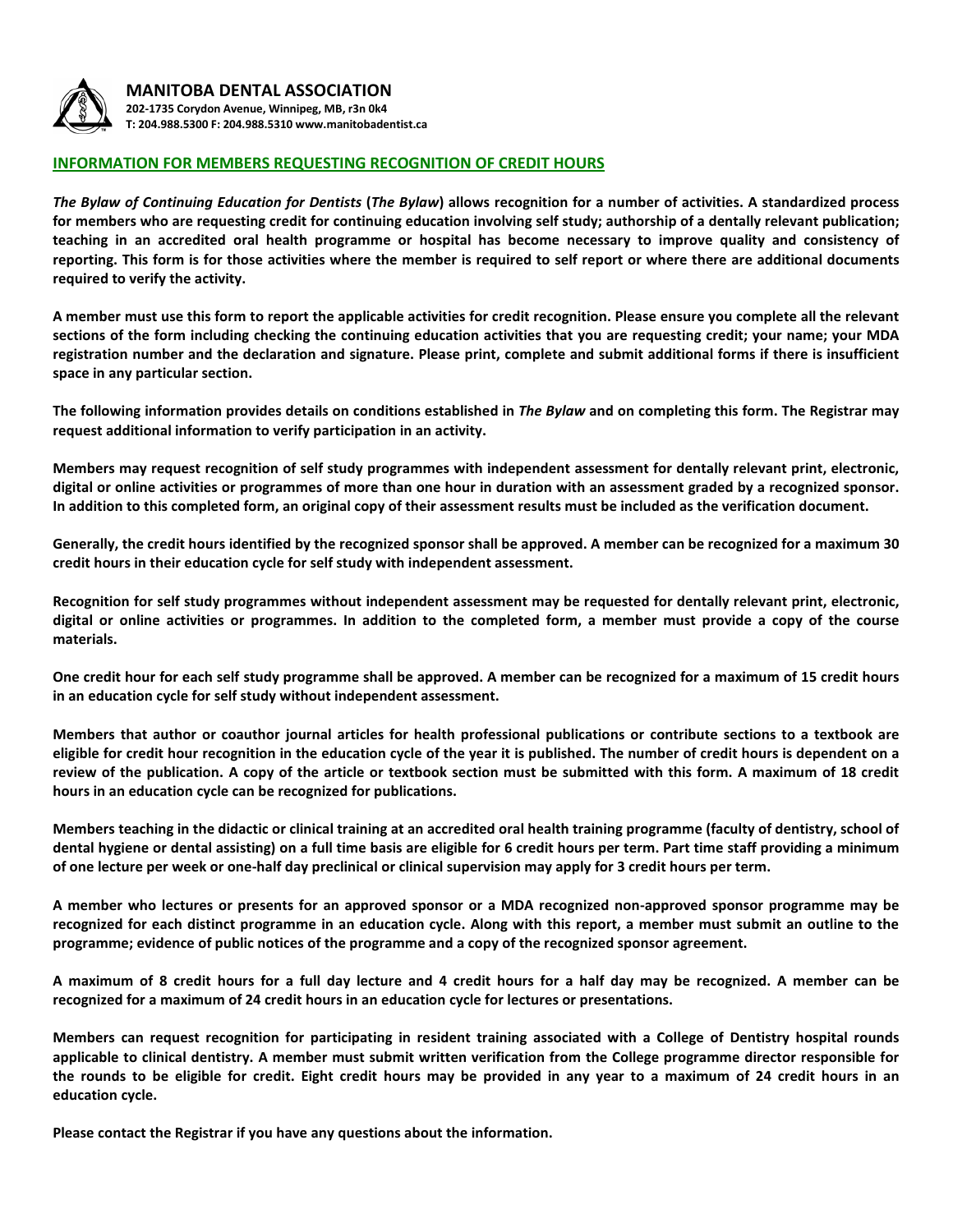# MANITOBA DENTAL ASSOCIATION

**202-1735 Corydon Avenue, Winnipeg, MB, r3n 0k4**
**T: 204.988.5300 F: 204.988.5310 www.manitobadentist.ca**

## INFORMATION FOR MEMBERS REQUESTING RECOGNITION OF CREDIT HOURS

***The Bylaw of Continuing Education for Dentists* (*The Bylaw*) allows recognition for a number of activities. A standardized process for members who are requesting credit for continuing education involving self study; authorship of a dentally relevant publication; teaching in an accredited oral health programme or hospital has become necessary to improve quality and consistency of reporting. This form is for those activities where the member is required to self report or where there are additional documents required to verify the activity.**

**A member must use this form to report the applicable activities for credit recognition. Please ensure you complete all the relevant sections of the form including checking the continuing education activities that you are requesting credit; your name; your MDA registration number and the declaration and signature. Please print, complete and submit additional forms if there is insufficient space in any particular section.**

**The following information provides details on conditions established in *The Bylaw* and on completing this form. The Registrar may request additional information to verify participation in an activity.**

**Members may request recognition of self study programmes with independent assessment for dentally relevant print, electronic, digital or online activities or programmes of more than one hour in duration with an assessment graded by a recognized sponsor. In addition to this completed form, an original copy of their assessment results must be included as the verification document.**

**Generally, the credit hours identified by the recognized sponsor shall be approved. A member can be recognized for a maximum 30 credit hours in their education cycle for self study with independent assessment.**

**Recognition for self study programmes without independent assessment may be requested for dentally relevant print, electronic, digital or online activities or programmes. In addition to the completed form, a member must provide a copy of the course materials.**

**One credit hour for each self study programme shall be approved. A member can be recognized for a maximum of 15 credit hours in an education cycle for self study without independent assessment.**

**Members that author or coauthor journal articles for health professional publications or contribute sections to a textbook are eligible for credit hour recognition in the education cycle of the year it is published. The number of credit hours is dependent on a review of the publication. A copy of the article or textbook section must be submitted with this form. A maximum of 18 credit hours in an education cycle can be recognized for publications.**

**Members teaching in the didactic or clinical training at an accredited oral health training programme (faculty of dentistry, school of dental hygiene or dental assisting) on a full time basis are eligible for 6 credit hours per term. Part time staff providing a minimum of one lecture per week or one-half day preclinical or clinical supervision may apply for 3 credit hours per term.**

**A member who lectures or presents for an approved sponsor or a MDA recognized non-approved sponsor programme may be recognized for each distinct programme in an education cycle. Along with this report, a member must submit an outline to the programme; evidence of public notices of the programme and a copy of the recognized sponsor agreement.**

**A maximum of 8 credit hours for a full day lecture and 4 credit hours for a half day may be recognized. A member can be recognized for a maximum of 24 credit hours in an education cycle for lectures or presentations.**

**Members can request recognition for participating in resident training associated with a College of Dentistry hospital rounds applicable to clinical dentistry. A member must submit written verification from the College programme director responsible for the rounds to be eligible for credit. Eight credit hours may be provided in any year to a maximum of 24 credit hours in an education cycle.**

**Please contact the Registrar if you have any questions about the information.**